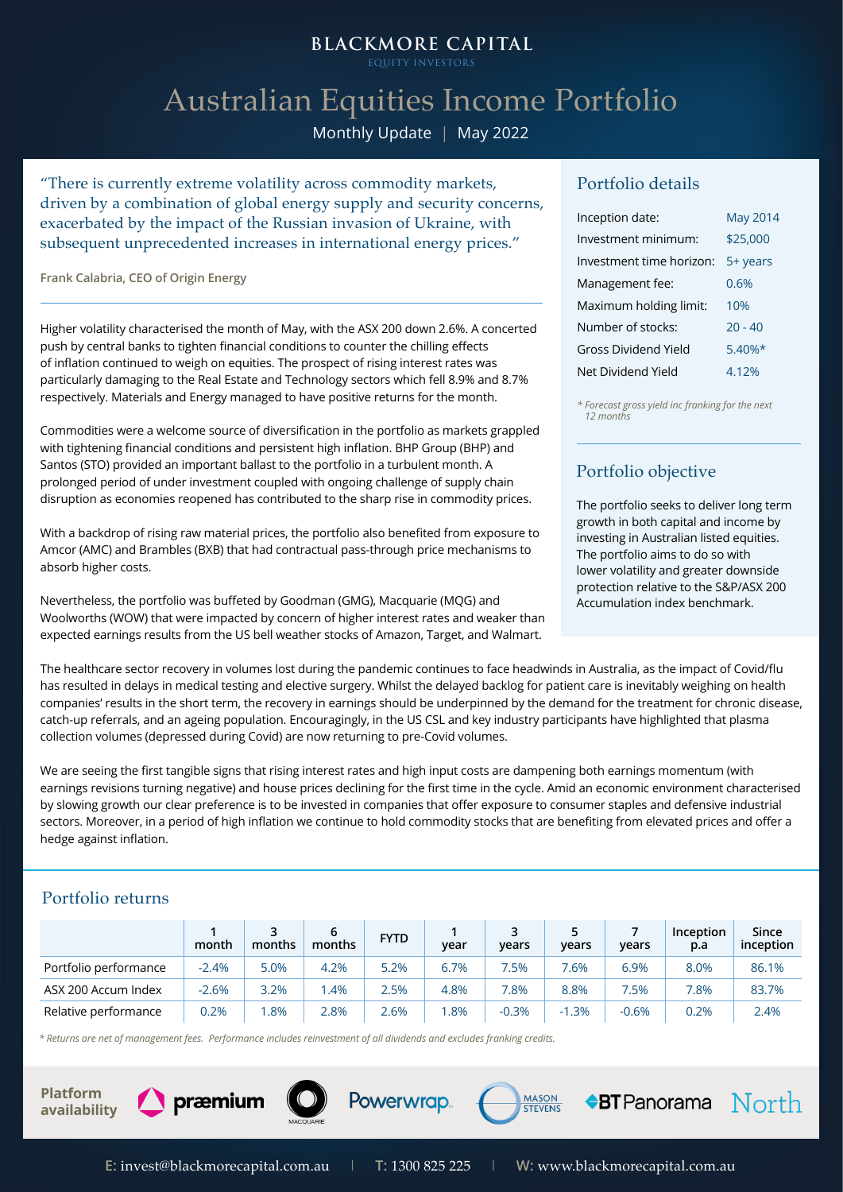BLACKMORE CAPITAL

EQUITY INVESTORS

# Australian Equities Income Portfolio

Monthly Update | May 2022

"There is currently extreme volatility across commodity markets, driven by a combination of global energy supply and security concerns, exacerbated by the impact of the Russian invasion of Ukraine, with subsequent unprecedented increases in international energy prices."

**Frank Calabria, CEO of Origin Energy**

Higher volatility characterised the month of May, with the ASX 200 down 2.6%. A concerted push by central banks to tighten financial conditions to counter the chilling effects of inflation continued to weigh on equities. The prospect of rising interest rates was particularly damaging to the Real Estate and Technology sectors which fell 8.9% and 8.7% respectively. Materials and Energy managed to have positive returns for the month.

Commodities were a welcome source of diversification in the portfolio as markets grappled with tightening financial conditions and persistent high inflation. BHP Group (BHP) and Santos (STO) provided an important ballast to the portfolio in a turbulent month. A prolonged period of under investment coupled with ongoing challenge of supply chain disruption as economies reopened has contributed to the sharp rise in commodity prices.

With a backdrop of rising raw material prices, the portfolio also benefited from exposure to Amcor (AMC) and Brambles (BXB) that had contractual pass-through price mechanisms to absorb higher costs.

Nevertheless, the portfolio was buffeted by Goodman (GMG), Macquarie (MQG) and Woolworths (WOW) that were impacted by concern of higher interest rates and weaker than expected earnings results from the US bell weather stocks of Amazon, Target, and Walmart.

The healthcare sector recovery in volumes lost during the pandemic continues to face headwinds in Australia, as the impact of Covid/flu has resulted in delays in medical testing and elective surgery. Whilst the delayed backlog for patient care is inevitably weighing on health companies' results in the short term, the recovery in earnings should be underpinned by the demand for the treatment for chronic disease, catch-up referrals, and an ageing population. Encouragingly, in the US CSL and key industry participants have highlighted that plasma collection volumes (depressed during Covid) are now returning to pre-Covid volumes.

We are seeing the first tangible signs that rising interest rates and high input costs are dampening both earnings momentum (with earnings revisions turning negative) and house prices declining for the first time in the cycle. Amid an economic environment characterised by slowing growth our clear preference is to be invested in companies that offer exposure to consumer staples and defensive industrial sectors. Moreover, in a period of high inflation we continue to hold commodity stocks that are benefiting from elevated prices and offer a hedge against inflation.

## Portfolio details

| | |
|---|---|
| Inception date: | May 2014 |
| Investment minimum: | $25,000 |
| Investment time horizon: | 5+ years |
| Management fee: | 0.6% |
| Maximum holding limit: | 10% |
| Number of stocks: | 20 - 40 |
| Gross Dividend Yield | 5.40%* |
| Net Dividend Yield | 4.12% |

*\* Forecast gross yield inc franking for the next 12 months*

## Portfolio objective

The portfolio seeks to deliver long term growth in both capital and income by investing in Australian listed equities. The portfolio aims to do so with lower volatility and greater downside protection relative to the S&P/ASX 200 Accumulation index benchmark.

## Portfolio returns

| | 1 month | 3 months | 6 months | FYTD | 1 year | 3 years | 5 years | 7 years | Inception p.a | Since inception |
|---|---|---|---|---|---|---|---|---|---|---|
| Portfolio performance | -2.4% | 5.0% | 4.2% | 5.2% | 6.7% | 7.5% | 7.6% | 6.9% | 8.0% | 86.1% |
| ASX 200 Accum Index | -2.6% | 3.2% | 1.4% | 2.5% | 4.8% | 7.8% | 8.8% | 7.5% | 7.8% | 83.7% |
| Relative performance | 0.2% | 1.8% | 2.8% | 2.6% | 1.8% | -0.3% | -1.3% | -0.6% | 0.2% | 2.4% |

*\* Returns are net of management fees. Performance includes reinvestment of all dividends and excludes franking credits.*

**Platform availability**: præmium, Macquarie, Powerwrap, Mason Stevens, BT Panorama, North

**E:** invest@blackmorecapital.com.au | **T:** 1300 825 225 | **W:** www.blackmorecapital.com.au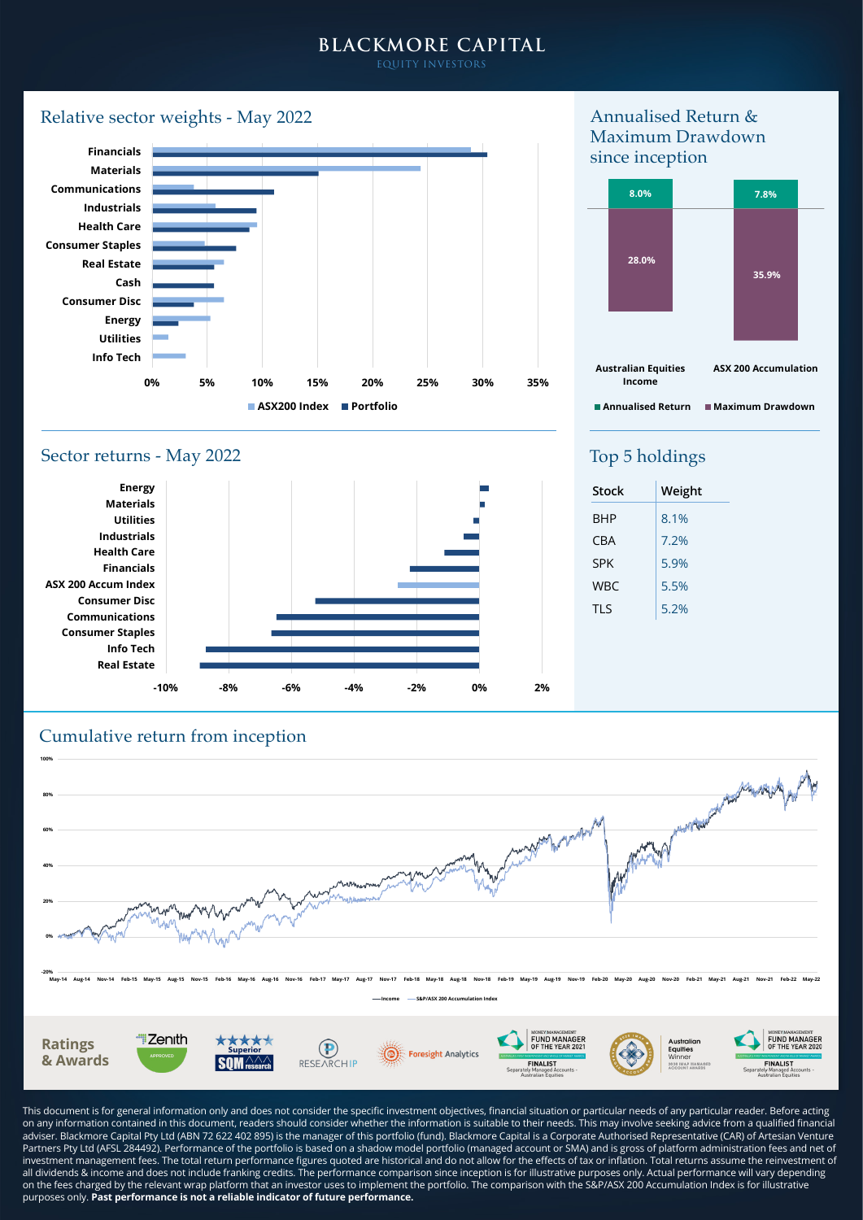# BLACKMORE CAPITAL

EQUITY INVESTORS

## Relative sector weights - May 2022

Financials
Materials
Communications
Industrials
Health Care
Consumer Staples
Real Estate
Cash
Consumer Disc
Energy
Utilities
Info Tech

0% 5% 10% 15% 20% 25% 30% 35%

ASX200 Index | Portfolio

## Annualised Return & Maximum Drawdown since inception

8.0%
28.0%
7.8%
35.9%

Australian Equities Income
ASX 200 Accumulation

Annualised Return | Maximum Drawdown

## Sector returns - May 2022

Energy
Materials
Utilities
Industrials
Health Care
Financials
ASX 200 Accum Index
Consumer Disc
Communications
Consumer Staples
Info Tech
Real Estate

-10% -8% -6% -4% -2% 0% 2%

## Top 5 holdings

| Stock | Weight |
| --- | --- |
| BHP | 8.1% |
| CBA | 7.2% |
| SPK | 5.9% |
| WBC | 5.5% |
| TLS | 5.2% |

## Cumulative return from inception

100%
80%
60%
40%
20%
0%
-20%

May-14 Aug-14 Nov-14 Feb-15 May-15 Aug-15 Nov-15 Feb-16 May-16 Aug-16 Nov-16 Feb-17 May-17 Aug-17 Nov-17 Feb-18 May-18 Aug-18 Nov-18 Feb-19 May-19 Aug-19 Nov-19 Feb-20 May-20 Aug-20 Nov-20 Feb-21 May-21 Aug-21 Nov-21 Feb-22 May-22

Income | S&P/ASX 200 Accumulation Index

## Ratings & Awards

Zenith APPROVED

Superior SQM research

RESEARCH IP

Foresight Analytics

MONEY MANAGEMENT FUND MANAGER OF THE YEAR 2021 — FINALIST — Separately Managed Accounts - Australian Equities

Australian Equities Winner — 2020 IMAP Managed Account Awards

MONEY MANAGEMENT FUND MANAGER OF THE YEAR 2020 — FINALIST — Separately Managed Accounts - Australian Equities

This document is for general information only and does not consider the specific investment objectives, financial situation or particular needs of any particular reader. Before acting on any information contained in this document, readers should consider whether the information is suitable to their needs. This may involve seeking advice from a qualified financial adviser. Blackmore Capital Pty Ltd (ABN 72 622 402 895) is the manager of this portfolio (fund). Blackmore Capital is a Corporate Authorised Representative (CAR) of Artesian Venture Partners Pty Ltd (AFSL 284492). Performance of the portfolio is based on a shadow model portfolio (managed account or SMA) and is gross of platform administration fees and net of investment management fees. The total return performance figures quoted are historical and do not allow for the effects of tax or inflation. Total returns assume the reinvestment of all dividends & income and does not include franking credits. The performance comparison since inception is for illustrative purposes only. Actual performance will vary depending on the fees charged by the relevant wrap platform that an investor uses to implement the portfolio. The comparison with the S&P/ASX 200 Accumulation Index is for illustrative purposes only. **Past performance is not a reliable indicator of future performance.**